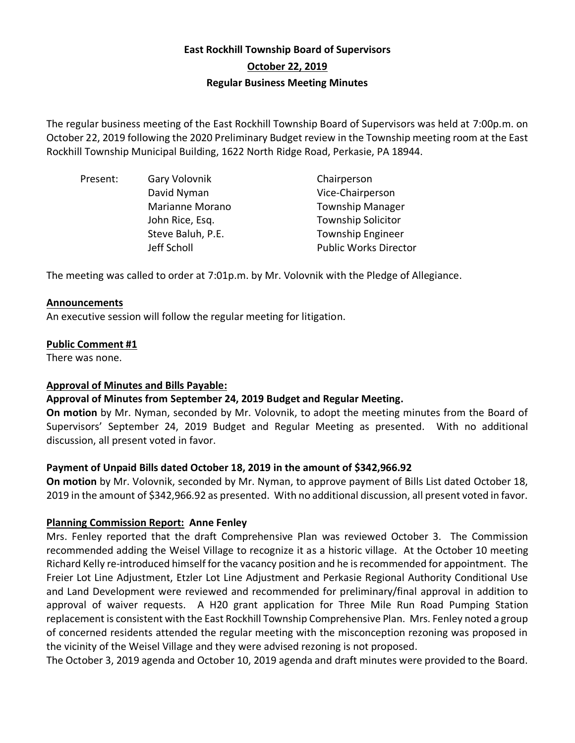# East Rockhill Township Board of Supervisors

## October 22, 2019

## Regular Business Meeting Minutes

The regular business meeting of the East Rockhill Township Board of Supervisors was held at 7:00p.m. on October 22, 2019 following the 2020 Preliminary Budget review in the Township meeting room at the East Rockhill Township Municipal Building, 1622 North Ridge Road, Perkasie, PA 18944.

| Present: | Gary Volovnik | Chairperson |
|---|---|---|
| | David Nyman | Vice-Chairperson |
| | Marianne Morano | Township Manager |
| | John Rice, Esq. | Township Solicitor |
| | Steve Baluh, P.E. | Township Engineer |
| | Jeff Scholl | Public Works Director |

The meeting was called to order at 7:01p.m. by Mr. Volovnik with the Pledge of Allegiance.

**Announcements**

An executive session will follow the regular meeting for litigation.

**Public Comment #1**

There was none.

**Approval of Minutes and Bills Payable:**

**Approval of Minutes from September 24, 2019 Budget and Regular Meeting.**

**On motion** by Mr. Nyman, seconded by Mr. Volovnik, to adopt the meeting minutes from the Board of Supervisors' September 24, 2019 Budget and Regular Meeting as presented. With no additional discussion, all present voted in favor.

**Payment of Unpaid Bills dated October 18, 2019 in the amount of $342,966.92**

**On motion** by Mr. Volovnik, seconded by Mr. Nyman, to approve payment of Bills List dated October 18, 2019 in the amount of $342,966.92 as presented. With no additional discussion, all present voted in favor.

**Planning Commission Report: Anne Fenley**

Mrs. Fenley reported that the draft Comprehensive Plan was reviewed October 3. The Commission recommended adding the Weisel Village to recognize it as a historic village. At the October 10 meeting Richard Kelly re-introduced himself for the vacancy position and he is recommended for appointment. The Freier Lot Line Adjustment, Etzler Lot Line Adjustment and Perkasie Regional Authority Conditional Use and Land Development were reviewed and recommended for preliminary/final approval in addition to approval of waiver requests. A H20 grant application for Three Mile Run Road Pumping Station replacement is consistent with the East Rockhill Township Comprehensive Plan. Mrs. Fenley noted a group of concerned residents attended the regular meeting with the misconception rezoning was proposed in the vicinity of the Weisel Village and they were advised rezoning is not proposed.

The October 3, 2019 agenda and October 10, 2019 agenda and draft minutes were provided to the Board.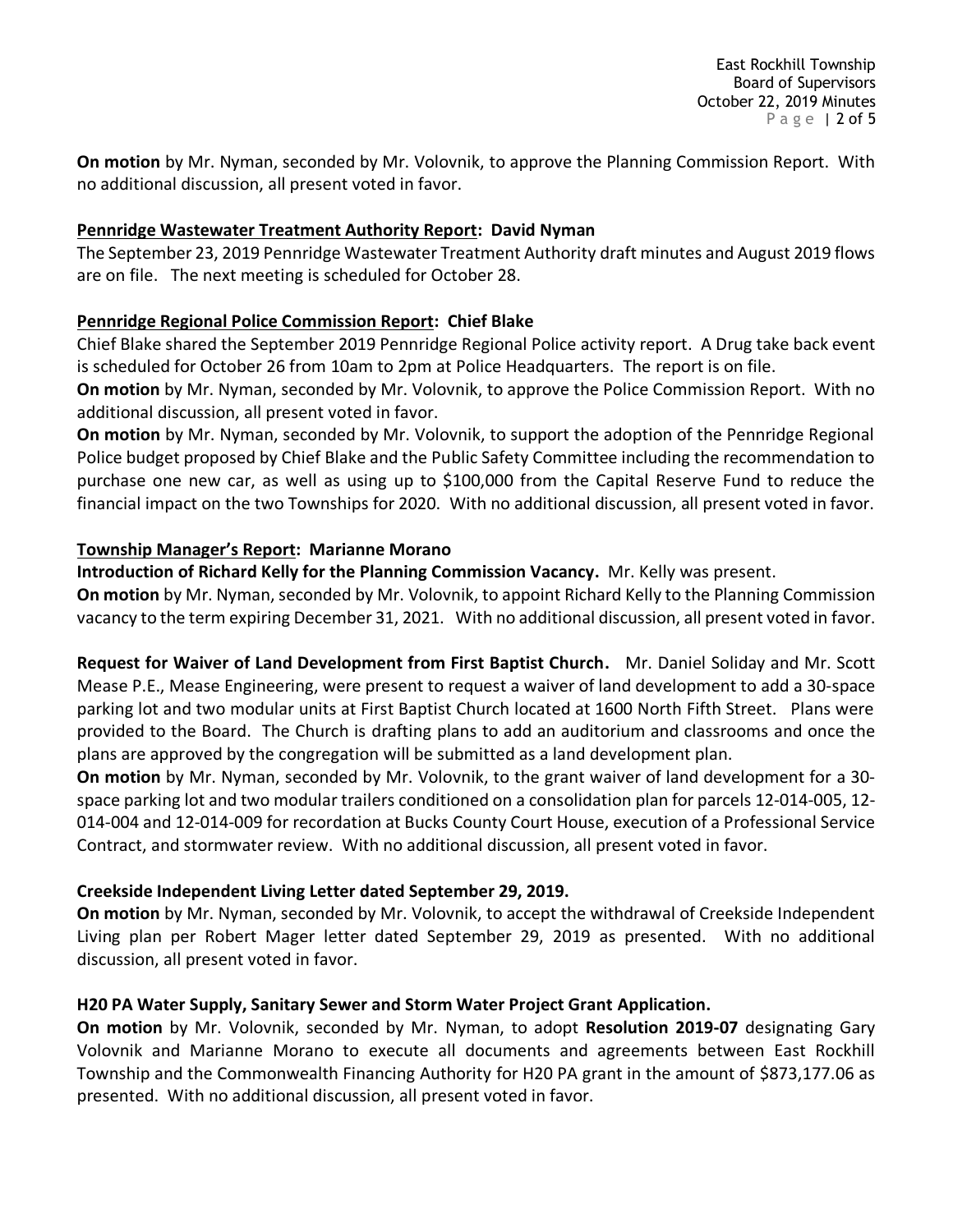**On motion** by Mr. Nyman, seconded by Mr. Volovnik, to approve the Planning Commission Report. With no additional discussion, all present voted in favor.

**Pennridge Wastewater Treatment Authority Report: David Nyman**

The September 23, 2019 Pennridge Wastewater Treatment Authority draft minutes and August 2019 flows are on file. The next meeting is scheduled for October 28.

**Pennridge Regional Police Commission Report: Chief Blake**

Chief Blake shared the September 2019 Pennridge Regional Police activity report. A Drug take back event is scheduled for October 26 from 10am to 2pm at Police Headquarters. The report is on file.

**On motion** by Mr. Nyman, seconded by Mr. Volovnik, to approve the Police Commission Report. With no additional discussion, all present voted in favor.

**On motion** by Mr. Nyman, seconded by Mr. Volovnik, to support the adoption of the Pennridge Regional Police budget proposed by Chief Blake and the Public Safety Committee including the recommendation to purchase one new car, as well as using up to $100,000 from the Capital Reserve Fund to reduce the financial impact on the two Townships for 2020. With no additional discussion, all present voted in favor.

**Township Manager's Report: Marianne Morano**

**Introduction of Richard Kelly for the Planning Commission Vacancy.** Mr. Kelly was present.

**On motion** by Mr. Nyman, seconded by Mr. Volovnik, to appoint Richard Kelly to the Planning Commission vacancy to the term expiring December 31, 2021. With no additional discussion, all present voted in favor.

**Request for Waiver of Land Development from First Baptist Church.** Mr. Daniel Soliday and Mr. Scott Mease P.E., Mease Engineering, were present to request a waiver of land development to add a 30-space parking lot and two modular units at First Baptist Church located at 1600 North Fifth Street. Plans were provided to the Board. The Church is drafting plans to add an auditorium and classrooms and once the plans are approved by the congregation will be submitted as a land development plan.

**On motion** by Mr. Nyman, seconded by Mr. Volovnik, to the grant waiver of land development for a 30-space parking lot and two modular trailers conditioned on a consolidation plan for parcels 12-014-005, 12-014-004 and 12-014-009 for recordation at Bucks County Court House, execution of a Professional Service Contract, and stormwater review. With no additional discussion, all present voted in favor.

**Creekside Independent Living Letter dated September 29, 2019.**

**On motion** by Mr. Nyman, seconded by Mr. Volovnik, to accept the withdrawal of Creekside Independent Living plan per Robert Mager letter dated September 29, 2019 as presented. With no additional discussion, all present voted in favor.

**H20 PA Water Supply, Sanitary Sewer and Storm Water Project Grant Application.**

**On motion** by Mr. Volovnik, seconded by Mr. Nyman, to adopt **Resolution 2019-07** designating Gary Volovnik and Marianne Morano to execute all documents and agreements between East Rockhill Township and the Commonwealth Financing Authority for H20 PA grant in the amount of $873,177.06 as presented. With no additional discussion, all present voted in favor.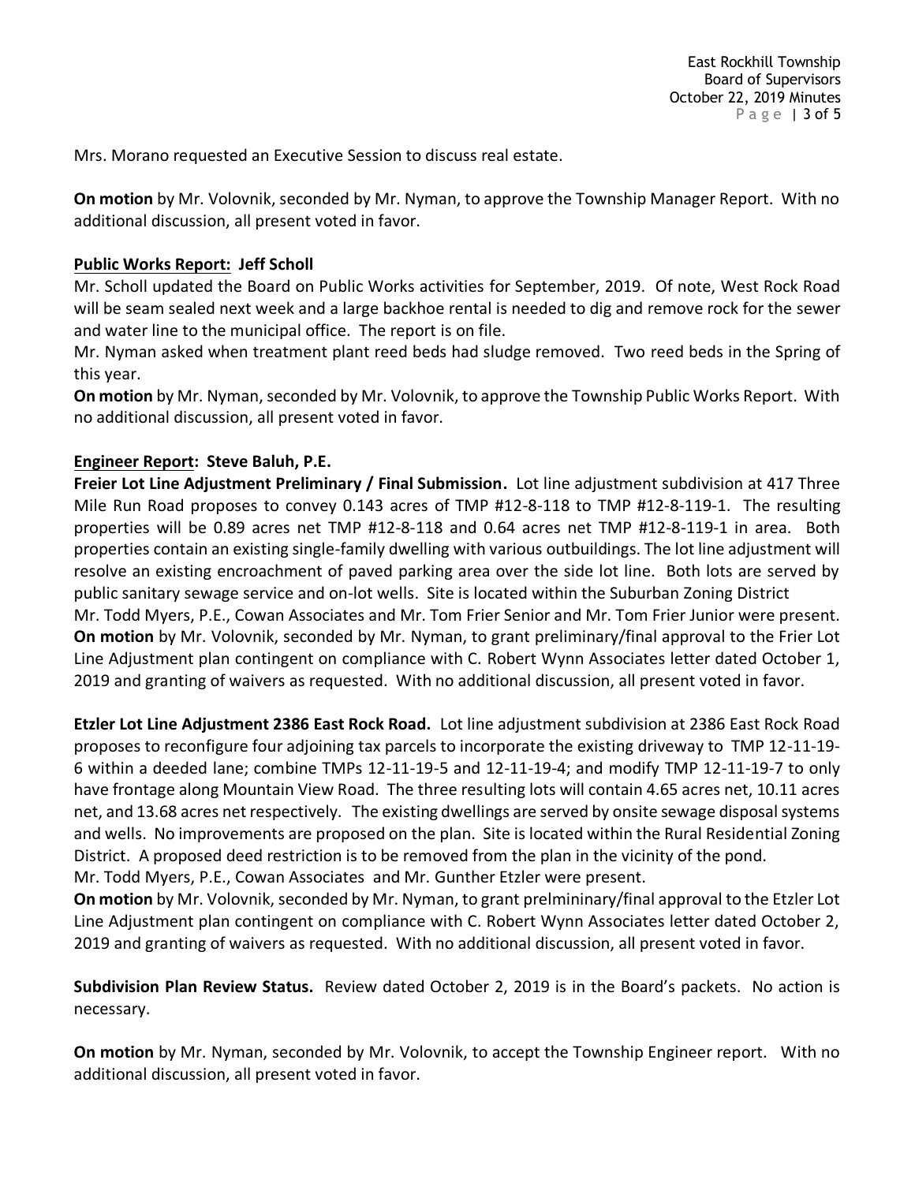Mrs. Morano requested an Executive Session to discuss real estate.

**On motion** by Mr. Volovnik, seconded by Mr. Nyman, to approve the Township Manager Report. With no additional discussion, all present voted in favor.

**Public Works Report: Jeff Scholl**

Mr. Scholl updated the Board on Public Works activities for September, 2019. Of note, West Rock Road will be seam sealed next week and a large backhoe rental is needed to dig and remove rock for the sewer and water line to the municipal office. The report is on file.

Mr. Nyman asked when treatment plant reed beds had sludge removed. Two reed beds in the Spring of this year.

**On motion** by Mr. Nyman, seconded by Mr. Volovnik, to approve the Township Public Works Report. With no additional discussion, all present voted in favor.

**Engineer Report: Steve Baluh, P.E.**

**Freier Lot Line Adjustment Preliminary / Final Submission.** Lot line adjustment subdivision at 417 Three Mile Run Road proposes to convey 0.143 acres of TMP #12-8-118 to TMP #12-8-119-1. The resulting properties will be 0.89 acres net TMP #12-8-118 and 0.64 acres net TMP #12-8-119-1 in area. Both properties contain an existing single-family dwelling with various outbuildings. The lot line adjustment will resolve an existing encroachment of paved parking area over the side lot line. Both lots are served by public sanitary sewage service and on-lot wells. Site is located within the Suburban Zoning District

Mr. Todd Myers, P.E., Cowan Associates and Mr. Tom Frier Senior and Mr. Tom Frier Junior were present.

**On motion** by Mr. Volovnik, seconded by Mr. Nyman, to grant preliminary/final approval to the Frier Lot Line Adjustment plan contingent on compliance with C. Robert Wynn Associates letter dated October 1, 2019 and granting of waivers as requested. With no additional discussion, all present voted in favor.

**Etzler Lot Line Adjustment 2386 East Rock Road.** Lot line adjustment subdivision at 2386 East Rock Road proposes to reconfigure four adjoining tax parcels to incorporate the existing driveway to TMP 12-11-19-6 within a deeded lane; combine TMPs 12-11-19-5 and 12-11-19-4; and modify TMP 12-11-19-7 to only have frontage along Mountain View Road. The three resulting lots will contain 4.65 acres net, 10.11 acres net, and 13.68 acres net respectively. The existing dwellings are served by onsite sewage disposal systems and wells. No improvements are proposed on the plan. Site is located within the Rural Residential Zoning District. A proposed deed restriction is to be removed from the plan in the vicinity of the pond.

Mr. Todd Myers, P.E., Cowan Associates and Mr. Gunther Etzler were present.

**On motion** by Mr. Volovnik, seconded by Mr. Nyman, to grant prelmininary/final approval to the Etzler Lot Line Adjustment plan contingent on compliance with C. Robert Wynn Associates letter dated October 2, 2019 and granting of waivers as requested. With no additional discussion, all present voted in favor.

**Subdivision Plan Review Status.** Review dated October 2, 2019 is in the Board's packets. No action is necessary.

**On motion** by Mr. Nyman, seconded by Mr. Volovnik, to accept the Township Engineer report. With no additional discussion, all present voted in favor.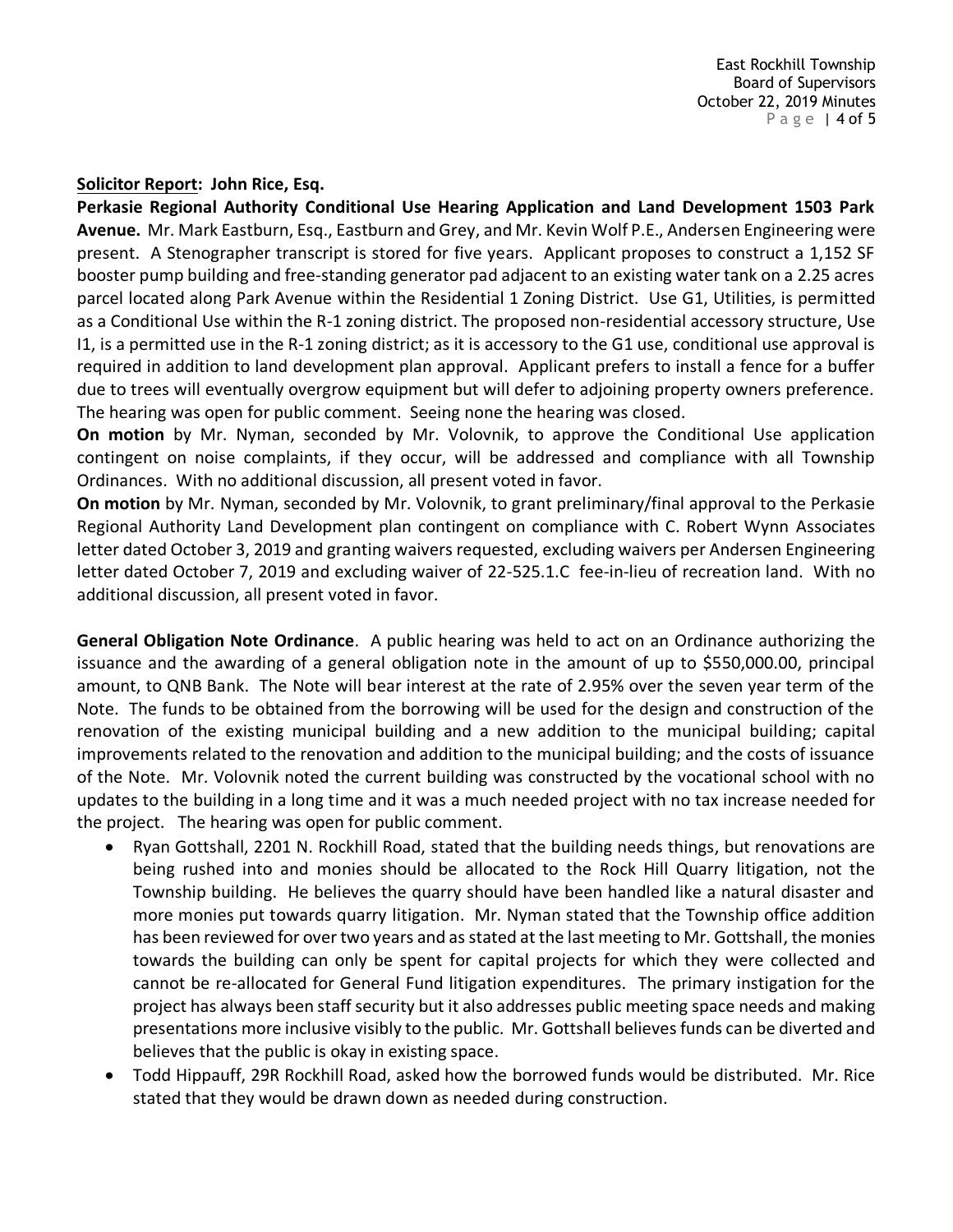**Solicitor Report: John Rice, Esq.**

**Perkasie Regional Authority Conditional Use Hearing Application and Land Development 1503 Park Avenue.** Mr. Mark Eastburn, Esq., Eastburn and Grey, and Mr. Kevin Wolf P.E., Andersen Engineering were present. A Stenographer transcript is stored for five years. Applicant proposes to construct a 1,152 SF booster pump building and free-standing generator pad adjacent to an existing water tank on a 2.25 acres parcel located along Park Avenue within the Residential 1 Zoning District. Use G1, Utilities, is permitted as a Conditional Use within the R-1 zoning district. The proposed non-residential accessory structure, Use I1, is a permitted use in the R-1 zoning district; as it is accessory to the G1 use, conditional use approval is required in addition to land development plan approval. Applicant prefers to install a fence for a buffer due to trees will eventually overgrow equipment but will defer to adjoining property owners preference. The hearing was open for public comment. Seeing none the hearing was closed.

**On motion** by Mr. Nyman, seconded by Mr. Volovnik, to approve the Conditional Use application contingent on noise complaints, if they occur, will be addressed and compliance with all Township Ordinances. With no additional discussion, all present voted in favor.

**On motion** by Mr. Nyman, seconded by Mr. Volovnik, to grant preliminary/final approval to the Perkasie Regional Authority Land Development plan contingent on compliance with C. Robert Wynn Associates letter dated October 3, 2019 and granting waivers requested, excluding waivers per Andersen Engineering letter dated October 7, 2019 and excluding waiver of 22-525.1.C fee-in-lieu of recreation land. With no additional discussion, all present voted in favor.

**General Obligation Note Ordinance**. A public hearing was held to act on an Ordinance authorizing the issuance and the awarding of a general obligation note in the amount of up to $550,000.00, principal amount, to QNB Bank. The Note will bear interest at the rate of 2.95% over the seven year term of the Note. The funds to be obtained from the borrowing will be used for the design and construction of the renovation of the existing municipal building and a new addition to the municipal building; capital improvements related to the renovation and addition to the municipal building; and the costs of issuance of the Note. Mr. Volovnik noted the current building was constructed by the vocational school with no updates to the building in a long time and it was a much needed project with no tax increase needed for the project. The hearing was open for public comment.

- Ryan Gottshall, 2201 N. Rockhill Road, stated that the building needs things, but renovations are being rushed into and monies should be allocated to the Rock Hill Quarry litigation, not the Township building. He believes the quarry should have been handled like a natural disaster and more monies put towards quarry litigation. Mr. Nyman stated that the Township office addition has been reviewed for over two years and as stated at the last meeting to Mr. Gottshall, the monies towards the building can only be spent for capital projects for which they were collected and cannot be re-allocated for General Fund litigation expenditures. The primary instigation for the project has always been staff security but it also addresses public meeting space needs and making presentations more inclusive visibly to the public. Mr. Gottshall believes funds can be diverted and believes that the public is okay in existing space.
- Todd Hippauff, 29R Rockhill Road, asked how the borrowed funds would be distributed. Mr. Rice stated that they would be drawn down as needed during construction.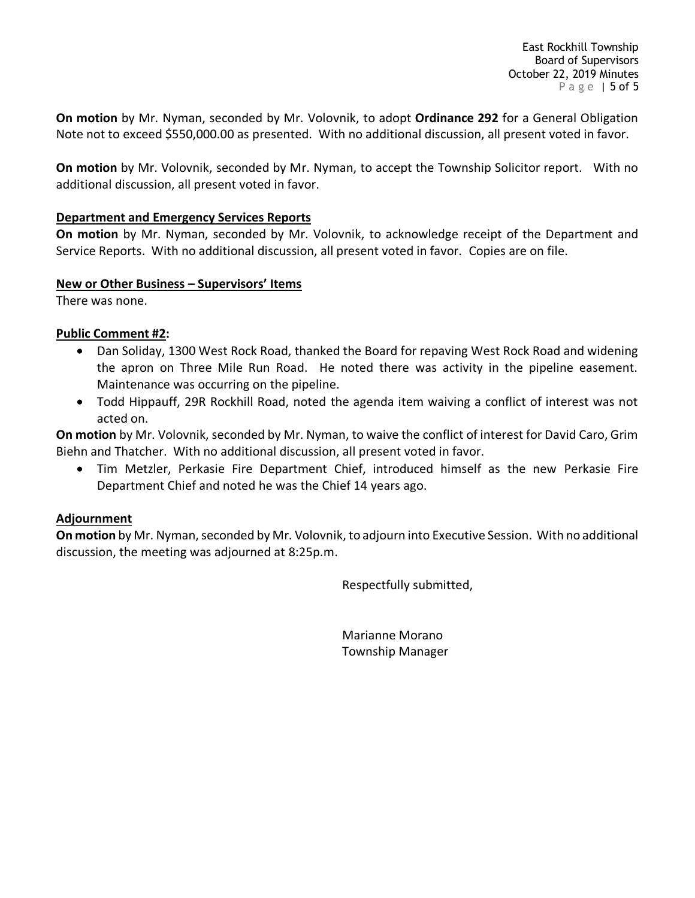**On motion** by Mr. Nyman, seconded by Mr. Volovnik, to adopt **Ordinance 292** for a General Obligation Note not to exceed $550,000.00 as presented. With no additional discussion, all present voted in favor.

**On motion** by Mr. Volovnik, seconded by Mr. Nyman, to accept the Township Solicitor report. With no additional discussion, all present voted in favor.

**Department and Emergency Services Reports**

**On motion** by Mr. Nyman, seconded by Mr. Volovnik, to acknowledge receipt of the Department and Service Reports. With no additional discussion, all present voted in favor. Copies are on file.

**New or Other Business – Supervisors' Items**

There was none.

**Public Comment #2:**

- Dan Soliday, 1300 West Rock Road, thanked the Board for repaving West Rock Road and widening the apron on Three Mile Run Road. He noted there was activity in the pipeline easement. Maintenance was occurring on the pipeline.
- Todd Hippauff, 29R Rockhill Road, noted the agenda item waiving a conflict of interest was not acted on.

**On motion** by Mr. Volovnik, seconded by Mr. Nyman, to waive the conflict of interest for David Caro, Grim Biehn and Thatcher. With no additional discussion, all present voted in favor.

- Tim Metzler, Perkasie Fire Department Chief, introduced himself as the new Perkasie Fire Department Chief and noted he was the Chief 14 years ago.

**Adjournment**

**On motion** by Mr. Nyman, seconded by Mr. Volovnik, to adjourn into Executive Session. With no additional discussion, the meeting was adjourned at 8:25p.m.

Respectfully submitted,

Marianne Morano
Township Manager